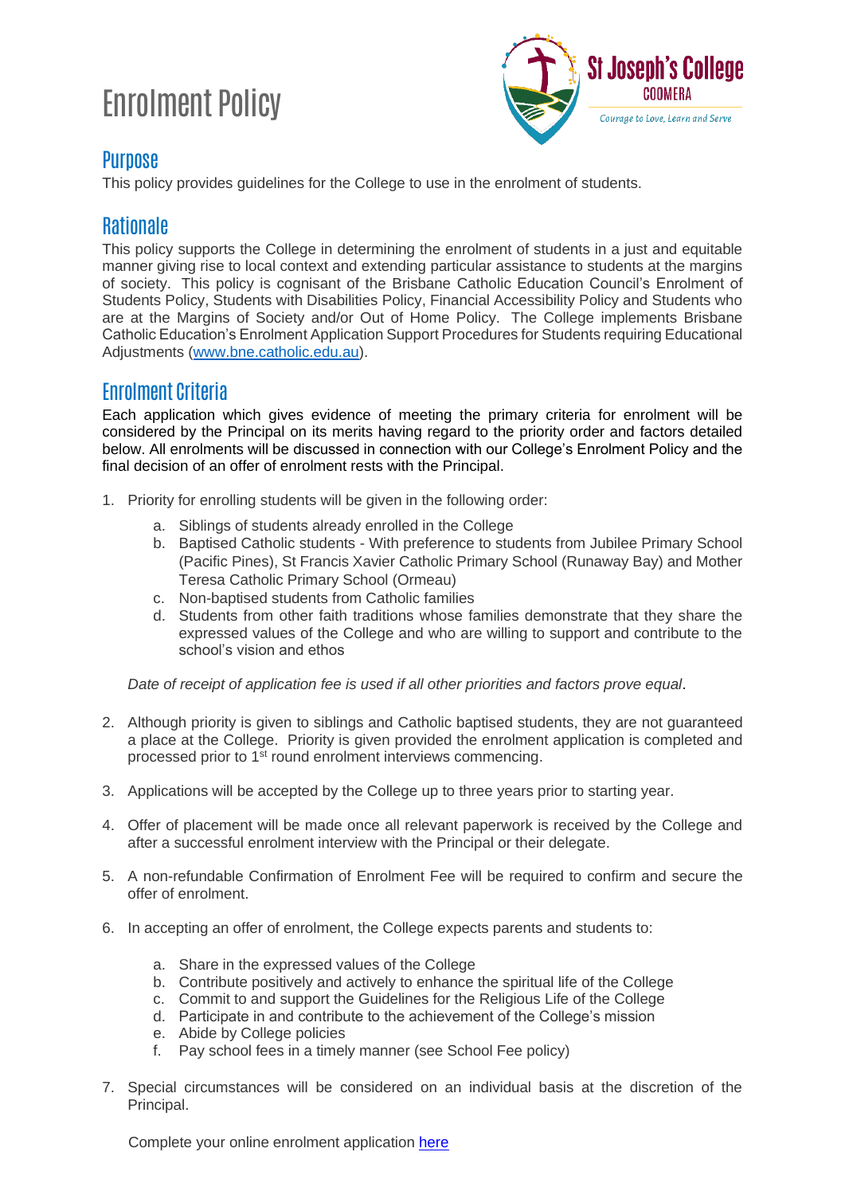# Enrolment Policy

St Joseph's College
COOMERA
Courage to Love, Learn and Serve

## Purpose

This policy provides guidelines for the College to use in the enrolment of students.

## Rationale

This policy supports the College in determining the enrolment of students in a just and equitable manner giving rise to local context and extending particular assistance to students at the margins of society. This policy is cognisant of the Brisbane Catholic Education Council's Enrolment of Students Policy, Students with Disabilities Policy, Financial Accessibility Policy and Students who are at the Margins of Society and/or Out of Home Policy. The College implements Brisbane Catholic Education's Enrolment Application Support Procedures for Students requiring Educational Adjustments ([www.bne.catholic.edu.au](www.bne.catholic.edu.au)).

## Enrolment Criteria

Each application which gives evidence of meeting the primary criteria for enrolment will be considered by the Principal on its merits having regard to the priority order and factors detailed below. All enrolments will be discussed in connection with our College's Enrolment Policy and the final decision of an offer of enrolment rests with the Principal.

1. Priority for enrolling students will be given in the following order:
   a. Siblings of students already enrolled in the College
   b. Baptised Catholic students - With preference to students from Jubilee Primary School (Pacific Pines), St Francis Xavier Catholic Primary School (Runaway Bay) and Mother Teresa Catholic Primary School (Ormeau)
   c. Non-baptised students from Catholic families
   d. Students from other faith traditions whose families demonstrate that they share the expressed values of the College and who are willing to support and contribute to the school's vision and ethos

   *Date of receipt of application fee is used if all other priorities and factors prove equal*.

2. Although priority is given to siblings and Catholic baptised students, they are not guaranteed a place at the College. Priority is given provided the enrolment application is completed and processed prior to 1st round enrolment interviews commencing.

3. Applications will be accepted by the College up to three years prior to starting year.

4. Offer of placement will be made once all relevant paperwork is received by the College and after a successful enrolment interview with the Principal or their delegate.

5. A non-refundable Confirmation of Enrolment Fee will be required to confirm and secure the offer of enrolment.

6. In accepting an offer of enrolment, the College expects parents and students to:
   a. Share in the expressed values of the College
   b. Contribute positively and actively to enhance the spiritual life of the College
   c. Commit to and support the Guidelines for the Religious Life of the College
   d. Participate in and contribute to the achievement of the College's mission
   e. Abide by College policies
   f. Pay school fees in a timely manner (see School Fee policy)

7. Special circumstances will be considered on an individual basis at the discretion of the Principal.

   Complete your online enrolment application here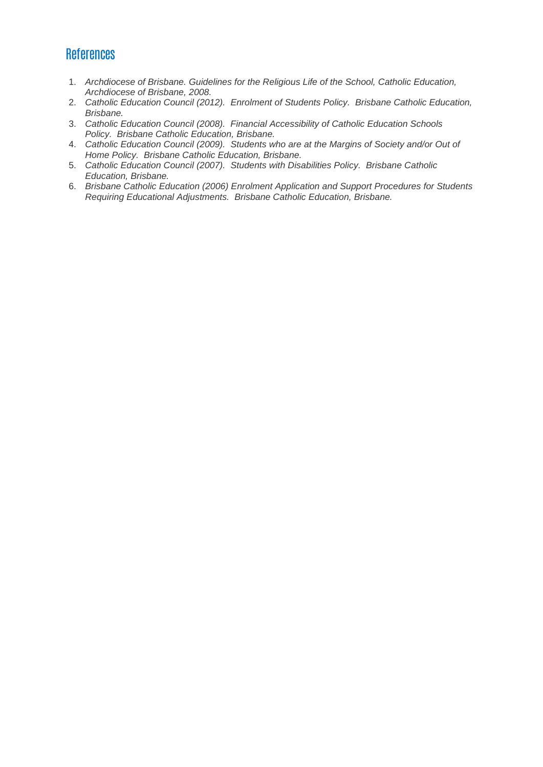## References

1. *Archdiocese of Brisbane. Guidelines for the Religious Life of the School, Catholic Education, Archdiocese of Brisbane, 2008.*
2. *Catholic Education Council (2012). Enrolment of Students Policy. Brisbane Catholic Education, Brisbane.*
3. *Catholic Education Council (2008). Financial Accessibility of Catholic Education Schools Policy. Brisbane Catholic Education, Brisbane.*
4. *Catholic Education Council (2009). Students who are at the Margins of Society and/or Out of Home Policy. Brisbane Catholic Education, Brisbane.*
5. *Catholic Education Council (2007). Students with Disabilities Policy. Brisbane Catholic Education, Brisbane.*
6. *Brisbane Catholic Education (2006) Enrolment Application and Support Procedures for Students Requiring Educational Adjustments. Brisbane Catholic Education, Brisbane.*